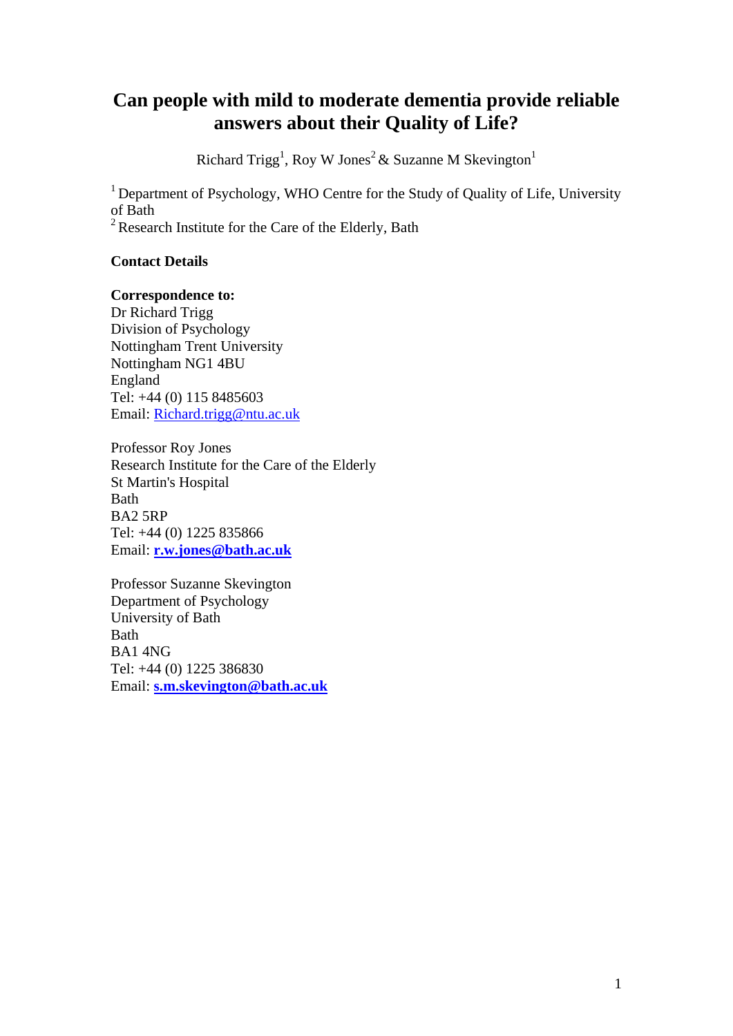# Can people with mild to moderate dementia provide reliable answers about their Quality of Life?

Richard Trigg[1], Roy W Jones[2] & Suzanne M Skevington[1]

[1] Department of Psychology, WHO Centre for the Study of Quality of Life, University of Bath

[2] Research Institute for the Care of the Elderly, Bath

**Contact Details**

**Correspondence to:**

Dr Richard Trigg
Division of Psychology
Nottingham Trent University
Nottingham NG1 4BU
England
Tel: +44 (0) 115 8485603
Email: Richard.trigg@ntu.ac.uk

Professor Roy Jones
Research Institute for the Care of the Elderly
St Martin's Hospital
Bath
BA2 5RP
Tel: +44 (0) 1225 835866
Email: **r.w.jones@bath.ac.uk**

Professor Suzanne Skevington
Department of Psychology
University of Bath
Bath
BA1 4NG
Tel: +44 (0) 1225 386830
Email: **s.m.skevington@bath.ac.uk**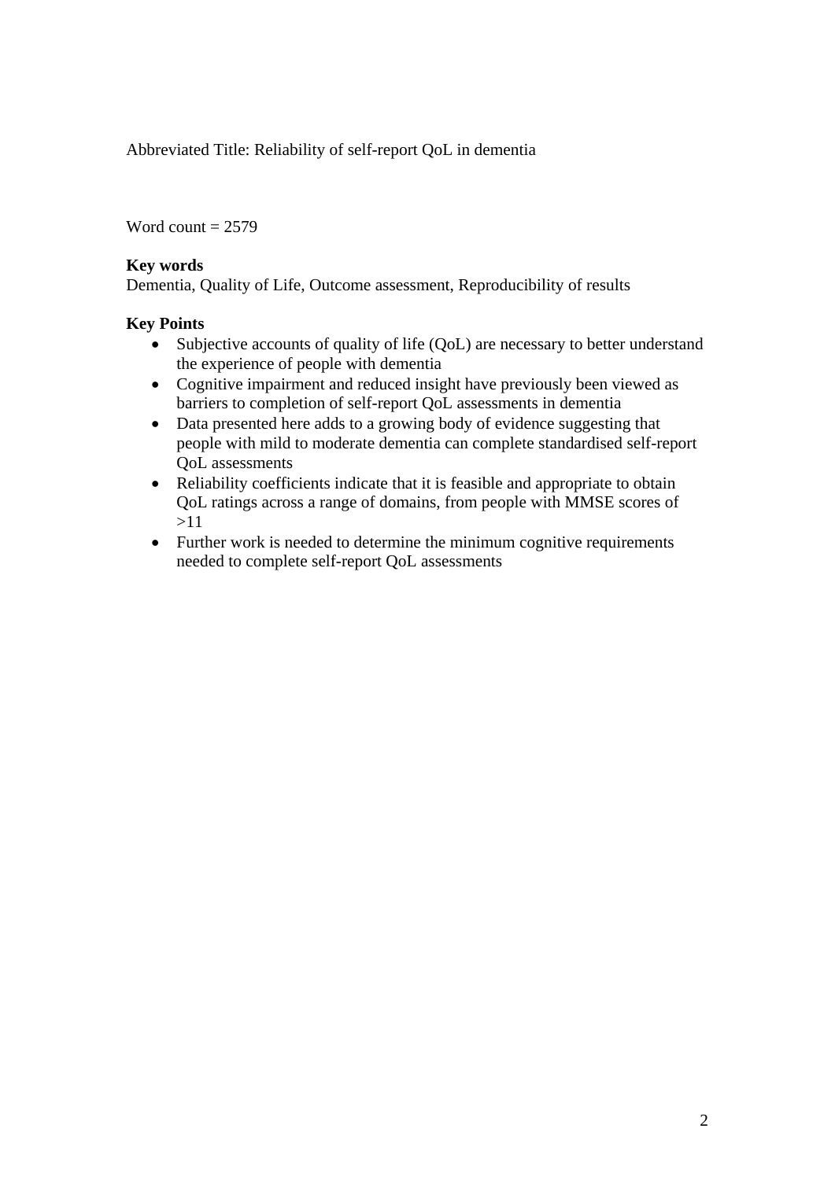Abbreviated Title: Reliability of self-report QoL in dementia

Word count = 2579

**Key words**

Dementia, Quality of Life, Outcome assessment, Reproducibility of results

**Key Points**

- Subjective accounts of quality of life (QoL) are necessary to better understand the experience of people with dementia
- Cognitive impairment and reduced insight have previously been viewed as barriers to completion of self-report QoL assessments in dementia
- Data presented here adds to a growing body of evidence suggesting that people with mild to moderate dementia can complete standardised self-report QoL assessments
- Reliability coefficients indicate that it is feasible and appropriate to obtain QoL ratings across a range of domains, from people with MMSE scores of >11
- Further work is needed to determine the minimum cognitive requirements needed to complete self-report QoL assessments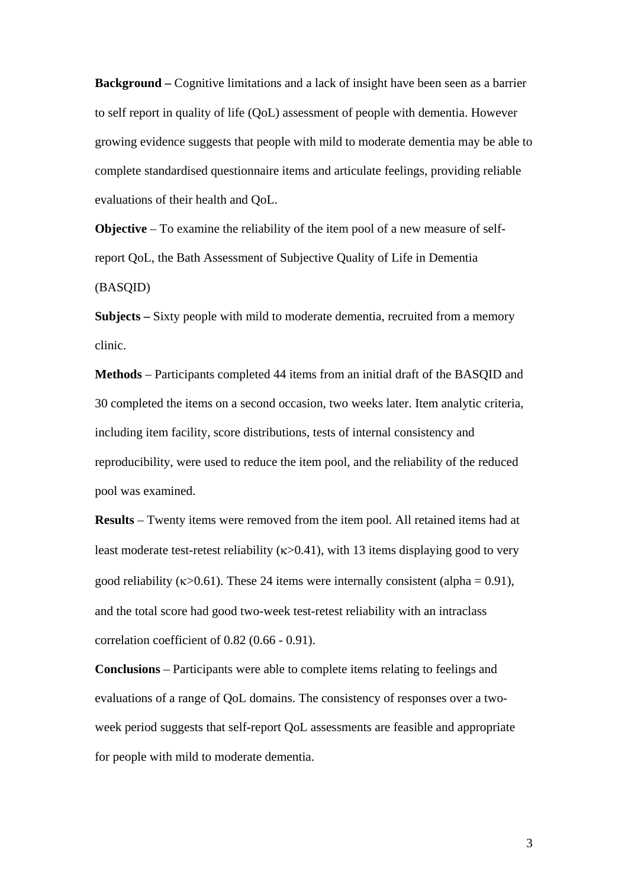**Background –** Cognitive limitations and a lack of insight have been seen as a barrier to self report in quality of life (QoL) assessment of people with dementia. However growing evidence suggests that people with mild to moderate dementia may be able to complete standardised questionnaire items and articulate feelings, providing reliable evaluations of their health and QoL.

**Objective** – To examine the reliability of the item pool of a new measure of self-report QoL, the Bath Assessment of Subjective Quality of Life in Dementia (BASQID)

**Subjects –** Sixty people with mild to moderate dementia, recruited from a memory clinic.

**Methods** – Participants completed 44 items from an initial draft of the BASQID and 30 completed the items on a second occasion, two weeks later. Item analytic criteria, including item facility, score distributions, tests of internal consistency and reproducibility, were used to reduce the item pool, and the reliability of the reduced pool was examined.

**Results** – Twenty items were removed from the item pool. All retained items had at least moderate test-retest reliability ($\kappa$>0.41), with 13 items displaying good to very good reliability ($\kappa$>0.61). These 24 items were internally consistent (alpha = 0.91), and the total score had good two-week test-retest reliability with an intraclass correlation coefficient of 0.82 (0.66 - 0.91).

**Conclusions** – Participants were able to complete items relating to feelings and evaluations of a range of QoL domains. The consistency of responses over a two-week period suggests that self-report QoL assessments are feasible and appropriate for people with mild to moderate dementia.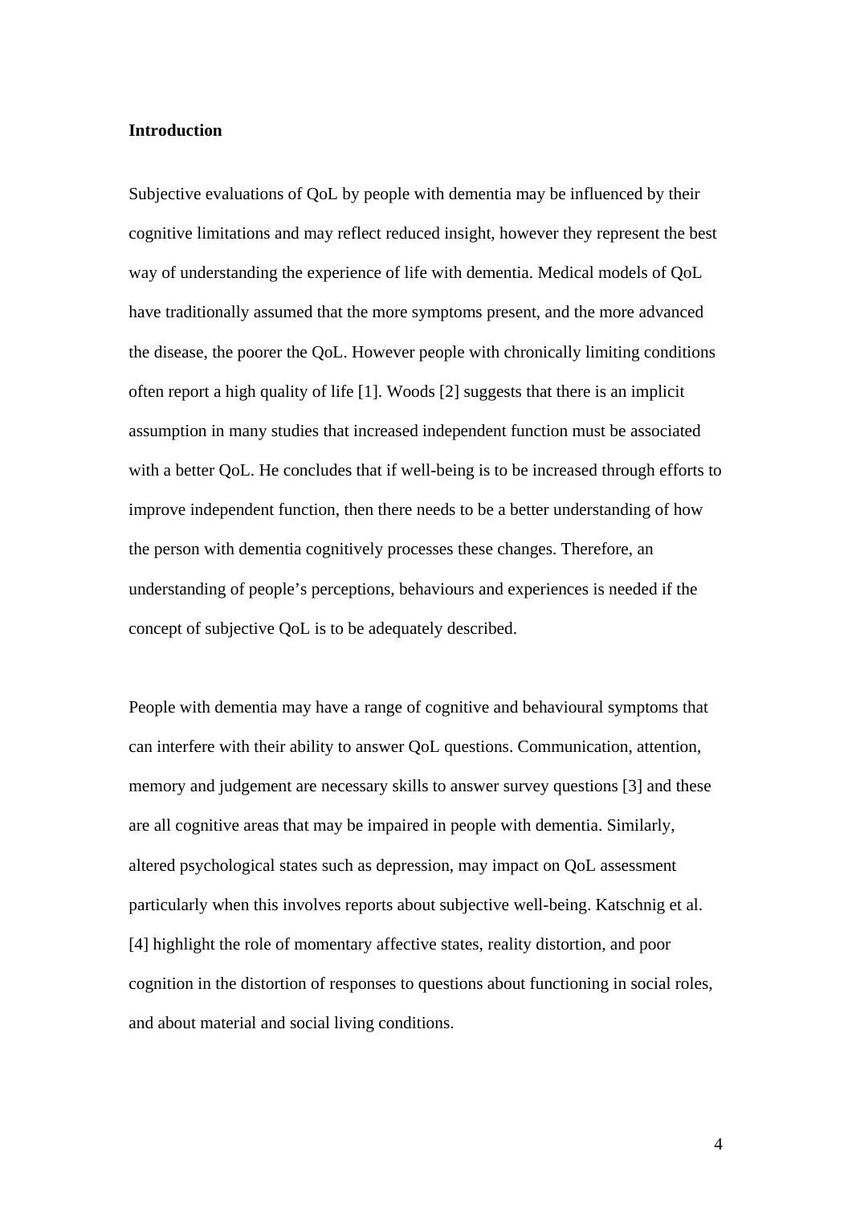**Introduction**

Subjective evaluations of QoL by people with dementia may be influenced by their cognitive limitations and may reflect reduced insight, however they represent the best way of understanding the experience of life with dementia. Medical models of QoL have traditionally assumed that the more symptoms present, and the more advanced the disease, the poorer the QoL. However people with chronically limiting conditions often report a high quality of life [1]. Woods [2] suggests that there is an implicit assumption in many studies that increased independent function must be associated with a better QoL. He concludes that if well-being is to be increased through efforts to improve independent function, then there needs to be a better understanding of how the person with dementia cognitively processes these changes. Therefore, an understanding of people's perceptions, behaviours and experiences is needed if the concept of subjective QoL is to be adequately described.

People with dementia may have a range of cognitive and behavioural symptoms that can interfere with their ability to answer QoL questions. Communication, attention, memory and judgement are necessary skills to answer survey questions [3] and these are all cognitive areas that may be impaired in people with dementia. Similarly, altered psychological states such as depression, may impact on QoL assessment particularly when this involves reports about subjective well-being. Katschnig et al. [4] highlight the role of momentary affective states, reality distortion, and poor cognition in the distortion of responses to questions about functioning in social roles, and about material and social living conditions.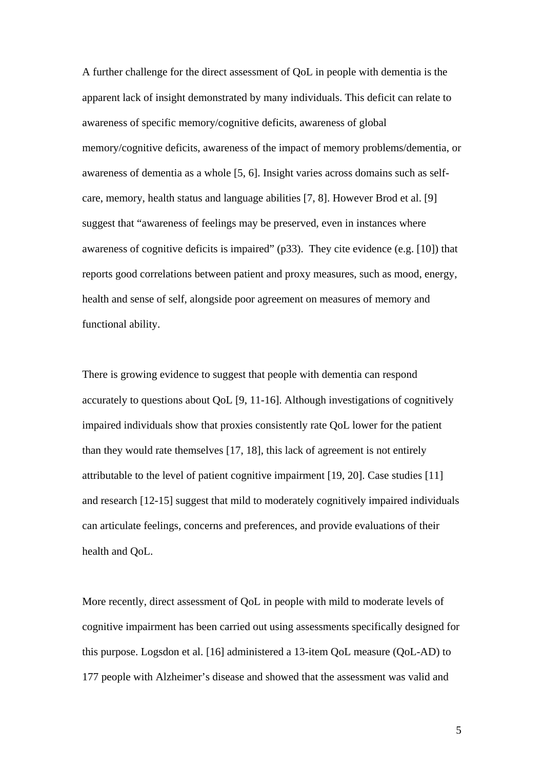A further challenge for the direct assessment of QoL in people with dementia is the apparent lack of insight demonstrated by many individuals. This deficit can relate to awareness of specific memory/cognitive deficits, awareness of global memory/cognitive deficits, awareness of the impact of memory problems/dementia, or awareness of dementia as a whole [5, 6]. Insight varies across domains such as self-care, memory, health status and language abilities [7, 8]. However Brod et al. [9] suggest that "awareness of feelings may be preserved, even in instances where awareness of cognitive deficits is impaired" (p33). They cite evidence (e.g. [10]) that reports good correlations between patient and proxy measures, such as mood, energy, health and sense of self, alongside poor agreement on measures of memory and functional ability.

There is growing evidence to suggest that people with dementia can respond accurately to questions about QoL [9, 11-16]. Although investigations of cognitively impaired individuals show that proxies consistently rate QoL lower for the patient than they would rate themselves [17, 18], this lack of agreement is not entirely attributable to the level of patient cognitive impairment [19, 20]. Case studies [11] and research [12-15] suggest that mild to moderately cognitively impaired individuals can articulate feelings, concerns and preferences, and provide evaluations of their health and QoL.

More recently, direct assessment of QoL in people with mild to moderate levels of cognitive impairment has been carried out using assessments specifically designed for this purpose. Logsdon et al. [16] administered a 13-item QoL measure (QoL-AD) to 177 people with Alzheimer's disease and showed that the assessment was valid and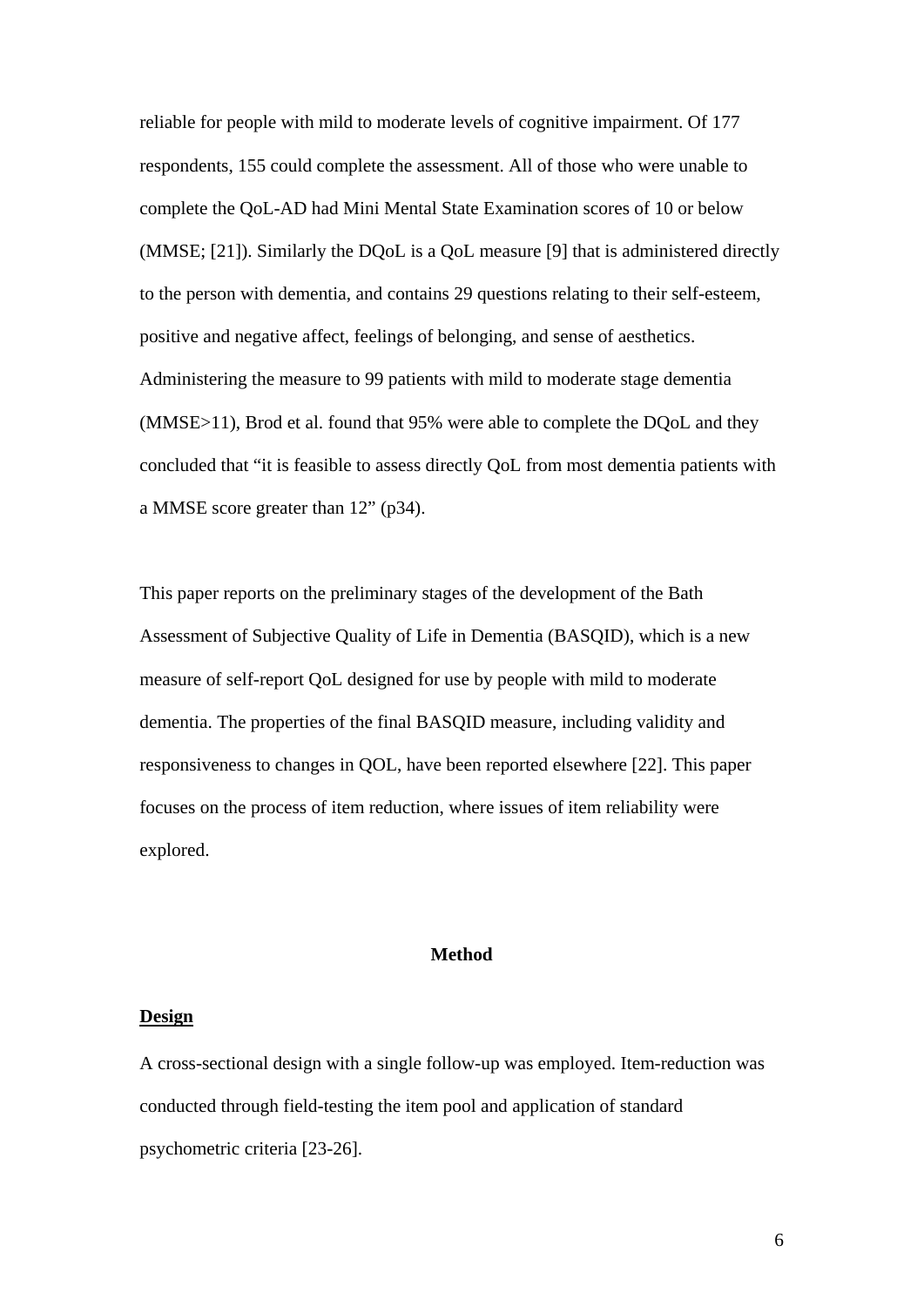reliable for people with mild to moderate levels of cognitive impairment. Of 177 respondents, 155 could complete the assessment. All of those who were unable to complete the QoL-AD had Mini Mental State Examination scores of 10 or below (MMSE; [21]). Similarly the DQoL is a QoL measure [9] that is administered directly to the person with dementia, and contains 29 questions relating to their self-esteem, positive and negative affect, feelings of belonging, and sense of aesthetics. Administering the measure to 99 patients with mild to moderate stage dementia (MMSE>11), Brod et al. found that 95% were able to complete the DQoL and they concluded that "it is feasible to assess directly QoL from most dementia patients with a MMSE score greater than 12" (p34).

This paper reports on the preliminary stages of the development of the Bath Assessment of Subjective Quality of Life in Dementia (BASQID), which is a new measure of self-report QoL designed for use by people with mild to moderate dementia. The properties of the final BASQID measure, including validity and responsiveness to changes in QOL, have been reported elsewhere [22]. This paper focuses on the process of item reduction, where issues of item reliability were explored.

## Method

### Design

A cross-sectional design with a single follow-up was employed. Item-reduction was conducted through field-testing the item pool and application of standard psychometric criteria [23-26].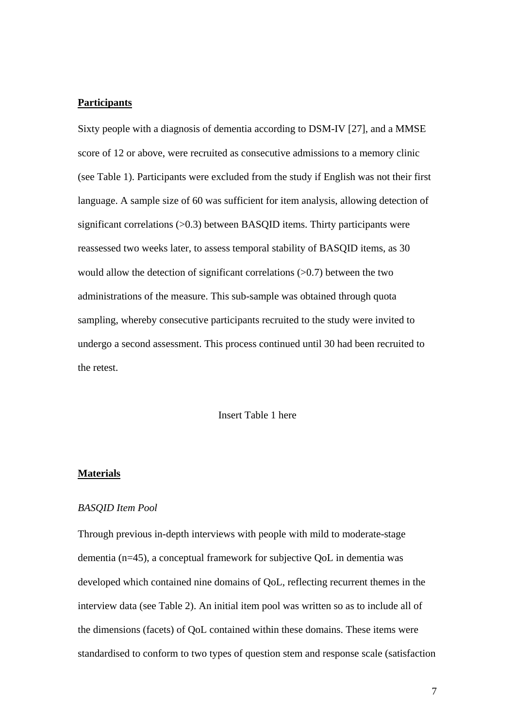**Participants**

Sixty people with a diagnosis of dementia according to DSM-IV [27], and a MMSE score of 12 or above, were recruited as consecutive admissions to a memory clinic (see Table 1). Participants were excluded from the study if English was not their first language. A sample size of 60 was sufficient for item analysis, allowing detection of significant correlations (>0.3) between BASQID items. Thirty participants were reassessed two weeks later, to assess temporal stability of BASQID items, as 30 would allow the detection of significant correlations (>0.7) between the two administrations of the measure. This sub-sample was obtained through quota sampling, whereby consecutive participants recruited to the study were invited to undergo a second assessment. This process continued until 30 had been recruited to the retest.

Insert Table 1 here

**Materials**

*BASQID Item Pool*

Through previous in-depth interviews with people with mild to moderate-stage dementia (n=45), a conceptual framework for subjective QoL in dementia was developed which contained nine domains of QoL, reflecting recurrent themes in the interview data (see Table 2). An initial item pool was written so as to include all of the dimensions (facets) of QoL contained within these domains. These items were standardised to conform to two types of question stem and response scale (satisfaction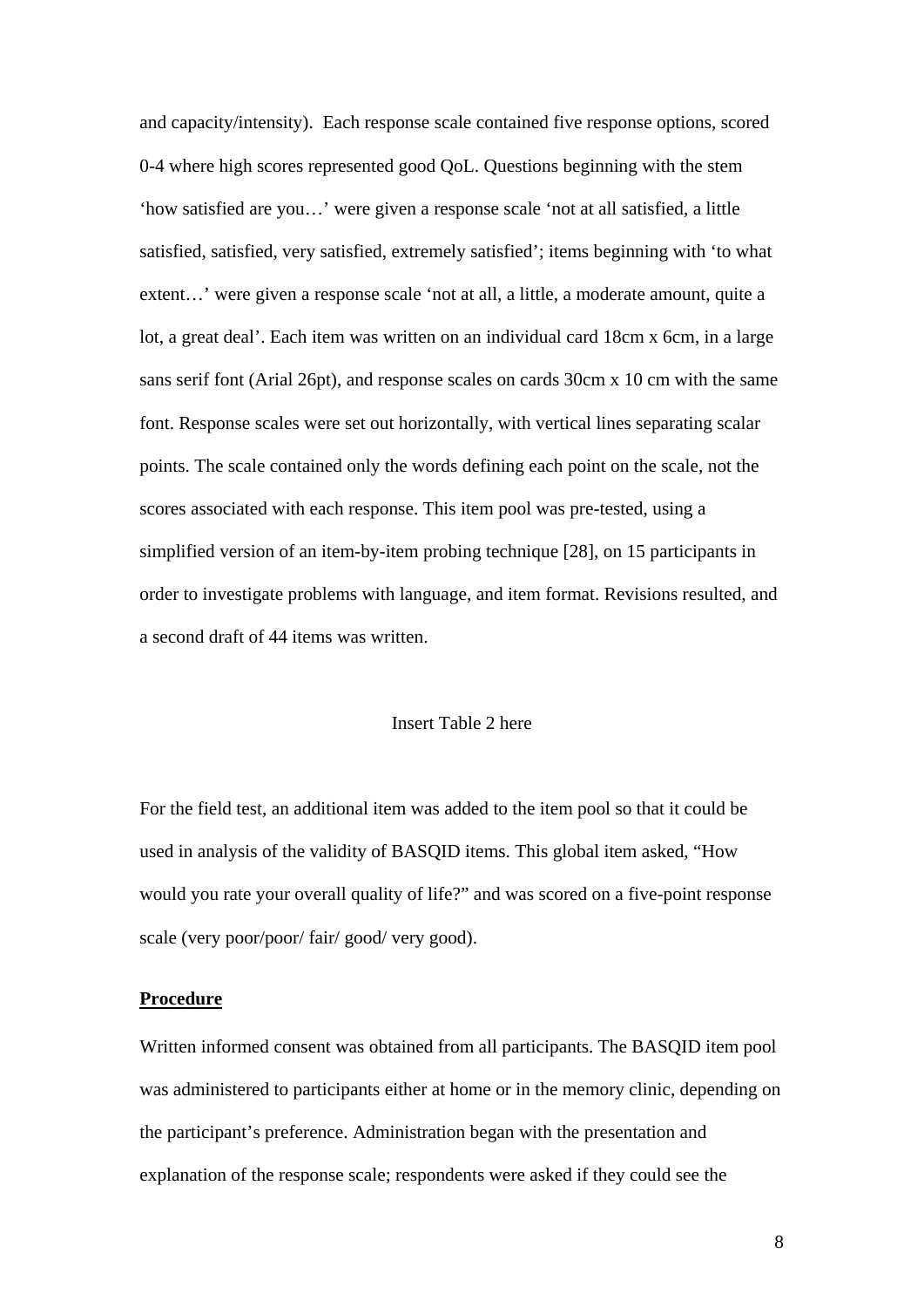and capacity/intensity). Each response scale contained five response options, scored 0-4 where high scores represented good QoL. Questions beginning with the stem 'how satisfied are you…' were given a response scale 'not at all satisfied, a little satisfied, satisfied, very satisfied, extremely satisfied'; items beginning with 'to what extent…' were given a response scale 'not at all, a little, a moderate amount, quite a lot, a great deal'. Each item was written on an individual card 18cm x 6cm, in a large sans serif font (Arial 26pt), and response scales on cards 30cm x 10 cm with the same font. Response scales were set out horizontally, with vertical lines separating scalar points. The scale contained only the words defining each point on the scale, not the scores associated with each response. This item pool was pre-tested, using a simplified version of an item-by-item probing technique [28], on 15 participants in order to investigate problems with language, and item format. Revisions resulted, and a second draft of 44 items was written.

Insert Table 2 here

For the field test, an additional item was added to the item pool so that it could be used in analysis of the validity of BASQID items. This global item asked, "How would you rate your overall quality of life?" and was scored on a five-point response scale (very poor/poor/ fair/ good/ very good).

**Procedure**

Written informed consent was obtained from all participants. The BASQID item pool was administered to participants either at home or in the memory clinic, depending on the participant's preference. Administration began with the presentation and explanation of the response scale; respondents were asked if they could see the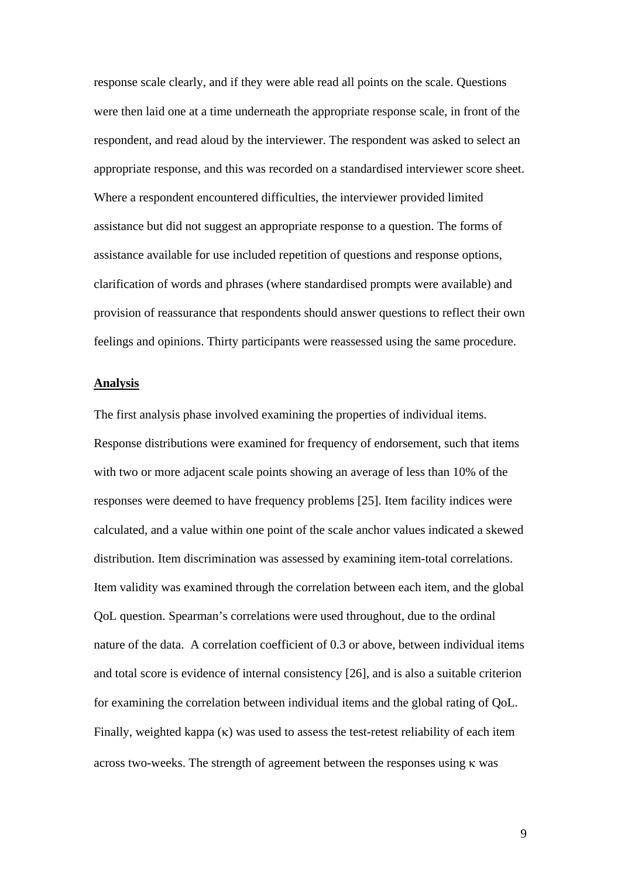response scale clearly, and if they were able read all points on the scale. Questions were then laid one at a time underneath the appropriate response scale, in front of the respondent, and read aloud by the interviewer. The respondent was asked to select an appropriate response, and this was recorded on a standardised interviewer score sheet. Where a respondent encountered difficulties, the interviewer provided limited assistance but did not suggest an appropriate response to a question. The forms of assistance available for use included repetition of questions and response options, clarification of words and phrases (where standardised prompts were available) and provision of reassurance that respondents should answer questions to reflect their own feelings and opinions. Thirty participants were reassessed using the same procedure.

## Analysis

The first analysis phase involved examining the properties of individual items. Response distributions were examined for frequency of endorsement, such that items with two or more adjacent scale points showing an average of less than 10% of the responses were deemed to have frequency problems [25]. Item facility indices were calculated, and a value within one point of the scale anchor values indicated a skewed distribution. Item discrimination was assessed by examining item-total correlations. Item validity was examined through the correlation between each item, and the global QoL question. Spearman's correlations were used throughout, due to the ordinal nature of the data. A correlation coefficient of 0.3 or above, between individual items and total score is evidence of internal consistency [26], and is also a suitable criterion for examining the correlation between individual items and the global rating of QoL. Finally, weighted kappa ($\kappa$) was used to assess the test-retest reliability of each item across two-weeks. The strength of agreement between the responses using $\kappa$ was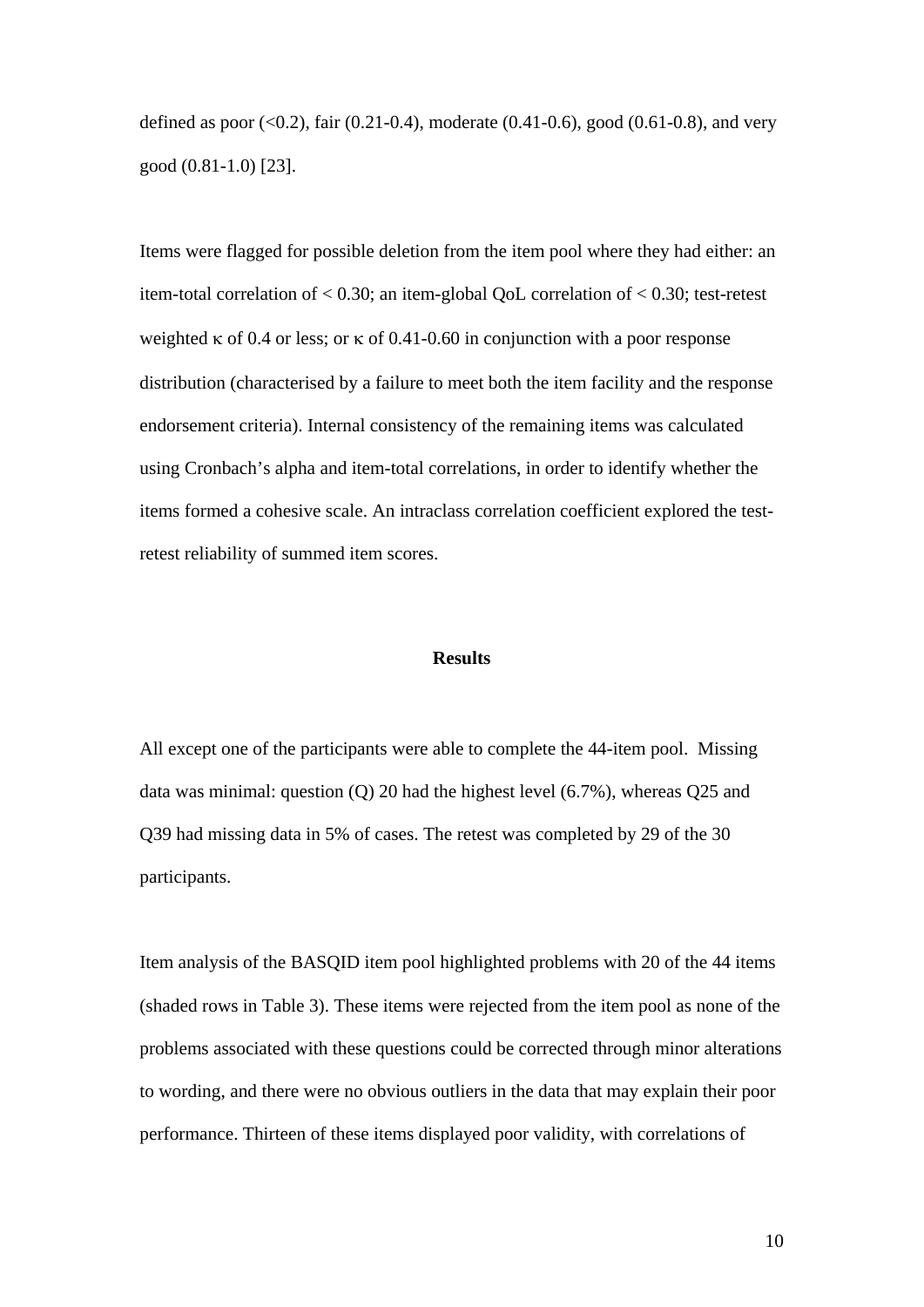defined as poor (<0.2), fair (0.21-0.4), moderate (0.41-0.6), good (0.61-0.8), and very good (0.81-1.0) [23].

Items were flagged for possible deletion from the item pool where they had either: an item-total correlation of < 0.30; an item-global QoL correlation of < 0.30; test-retest weighted $\kappa$ of 0.4 or less; or $\kappa$ of 0.41-0.60 in conjunction with a poor response distribution (characterised by a failure to meet both the item facility and the response endorsement criteria). Internal consistency of the remaining items was calculated using Cronbach's alpha and item-total correlations, in order to identify whether the items formed a cohesive scale. An intraclass correlation coefficient explored the test-retest reliability of summed item scores.

## Results

All except one of the participants were able to complete the 44-item pool. Missing data was minimal: question (Q) 20 had the highest level (6.7%), whereas Q25 and Q39 had missing data in 5% of cases. The retest was completed by 29 of the 30 participants.

Item analysis of the BASQID item pool highlighted problems with 20 of the 44 items (shaded rows in Table 3). These items were rejected from the item pool as none of the problems associated with these questions could be corrected through minor alterations to wording, and there were no obvious outliers in the data that may explain their poor performance. Thirteen of these items displayed poor validity, with correlations of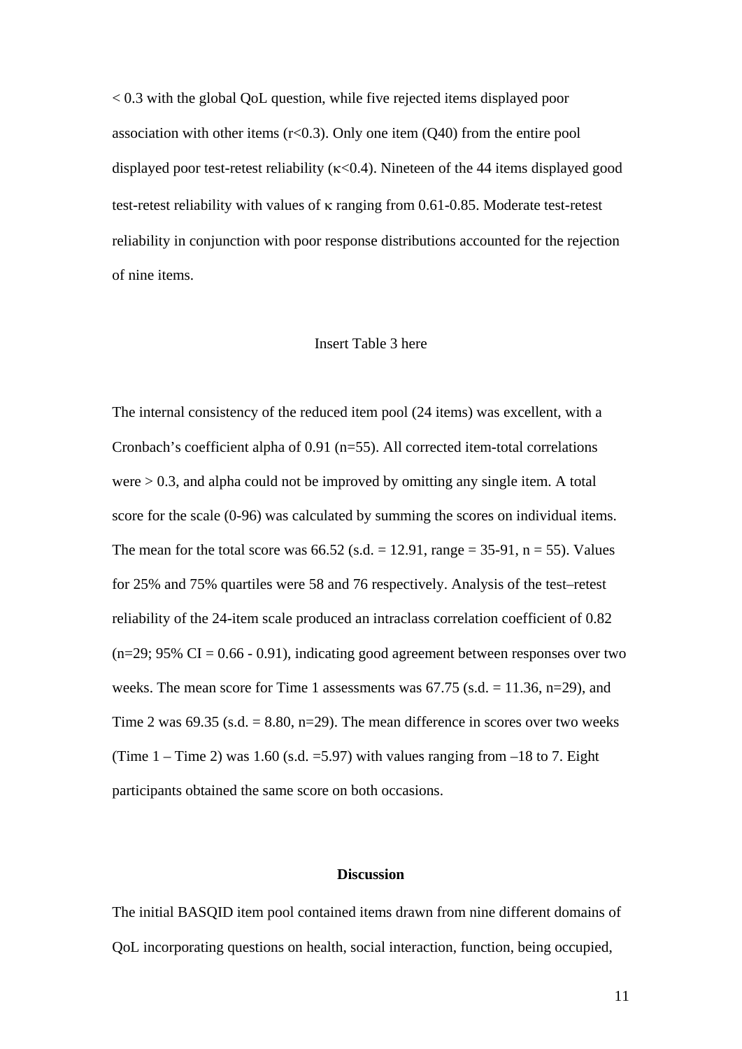< 0.3 with the global QoL question, while five rejected items displayed poor association with other items ($r<0.3$). Only one item (Q40) from the entire pool displayed poor test-retest reliability ($\kappa<0.4$). Nineteen of the 44 items displayed good test-retest reliability with values of $\kappa$ ranging from 0.61-0.85. Moderate test-retest reliability in conjunction with poor response distributions accounted for the rejection of nine items.

Insert Table 3 here

The internal consistency of the reduced item pool (24 items) was excellent, with a Cronbach's coefficient alpha of 0.91 (n=55). All corrected item-total correlations were > 0.3, and alpha could not be improved by omitting any single item. A total score for the scale (0-96) was calculated by summing the scores on individual items. The mean for the total score was 66.52 (s.d. = 12.91, range = 35-91, n = 55). Values for 25% and 75% quartiles were 58 and 76 respectively. Analysis of the test–retest reliability of the 24-item scale produced an intraclass correlation coefficient of 0.82 (n=29; 95% CI = 0.66 - 0.91), indicating good agreement between responses over two weeks. The mean score for Time 1 assessments was 67.75 (s.d. = 11.36, n=29), and Time 2 was 69.35 (s.d. = 8.80, n=29). The mean difference in scores over two weeks (Time 1 – Time 2) was 1.60 (s.d. =5.97) with values ranging from –18 to 7. Eight participants obtained the same score on both occasions.

## Discussion

The initial BASQID item pool contained items drawn from nine different domains of QoL incorporating questions on health, social interaction, function, being occupied,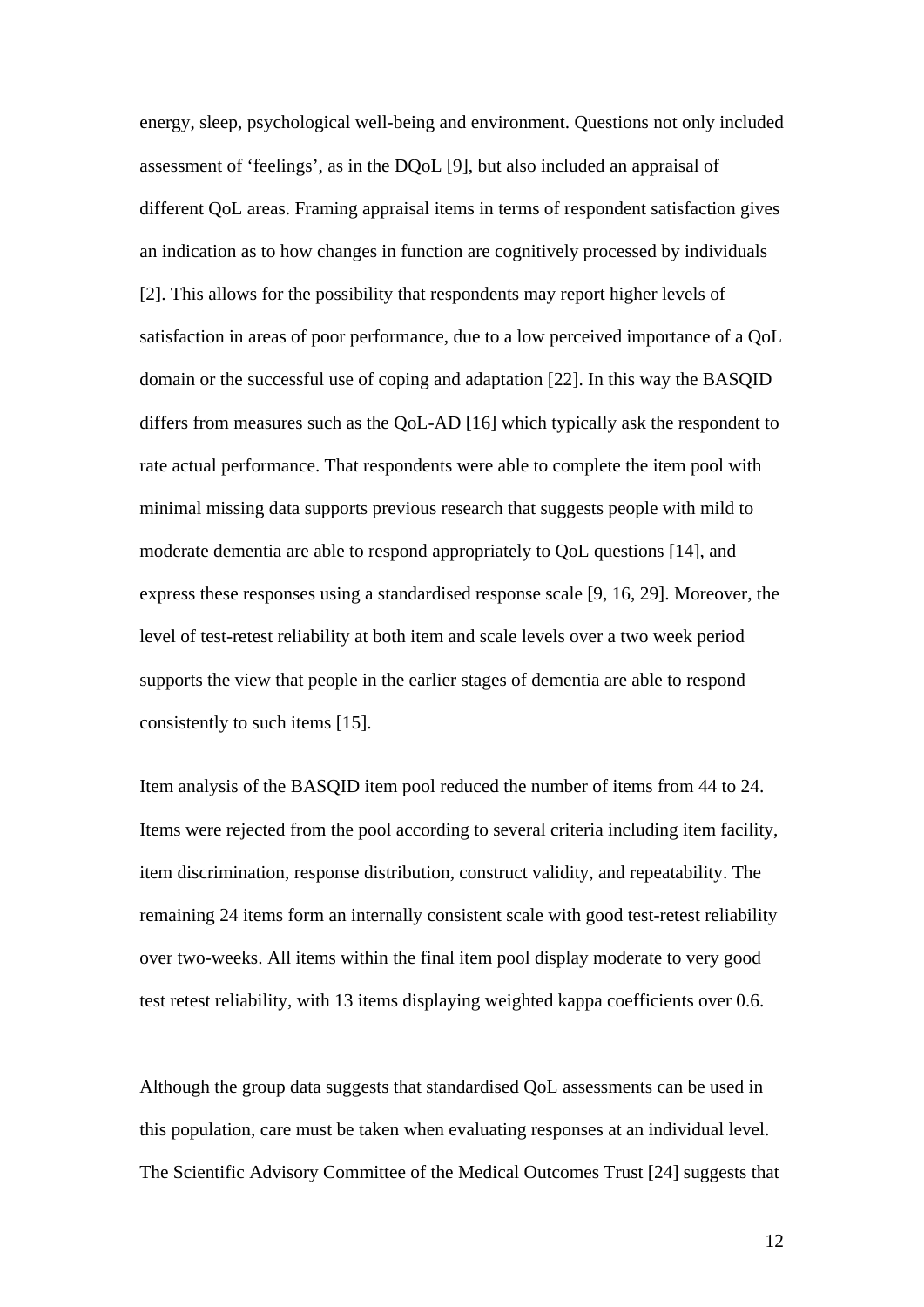energy, sleep, psychological well-being and environment. Questions not only included assessment of 'feelings', as in the DQoL [9], but also included an appraisal of different QoL areas. Framing appraisal items in terms of respondent satisfaction gives an indication as to how changes in function are cognitively processed by individuals [2]. This allows for the possibility that respondents may report higher levels of satisfaction in areas of poor performance, due to a low perceived importance of a QoL domain or the successful use of coping and adaptation [22]. In this way the BASQID differs from measures such as the QoL-AD [16] which typically ask the respondent to rate actual performance. That respondents were able to complete the item pool with minimal missing data supports previous research that suggests people with mild to moderate dementia are able to respond appropriately to QoL questions [14], and express these responses using a standardised response scale [9, 16, 29]. Moreover, the level of test-retest reliability at both item and scale levels over a two week period supports the view that people in the earlier stages of dementia are able to respond consistently to such items [15].

Item analysis of the BASQID item pool reduced the number of items from 44 to 24. Items were rejected from the pool according to several criteria including item facility, item discrimination, response distribution, construct validity, and repeatability. The remaining 24 items form an internally consistent scale with good test-retest reliability over two-weeks. All items within the final item pool display moderate to very good test retest reliability, with 13 items displaying weighted kappa coefficients over 0.6.

Although the group data suggests that standardised QoL assessments can be used in this population, care must be taken when evaluating responses at an individual level. The Scientific Advisory Committee of the Medical Outcomes Trust [24] suggests that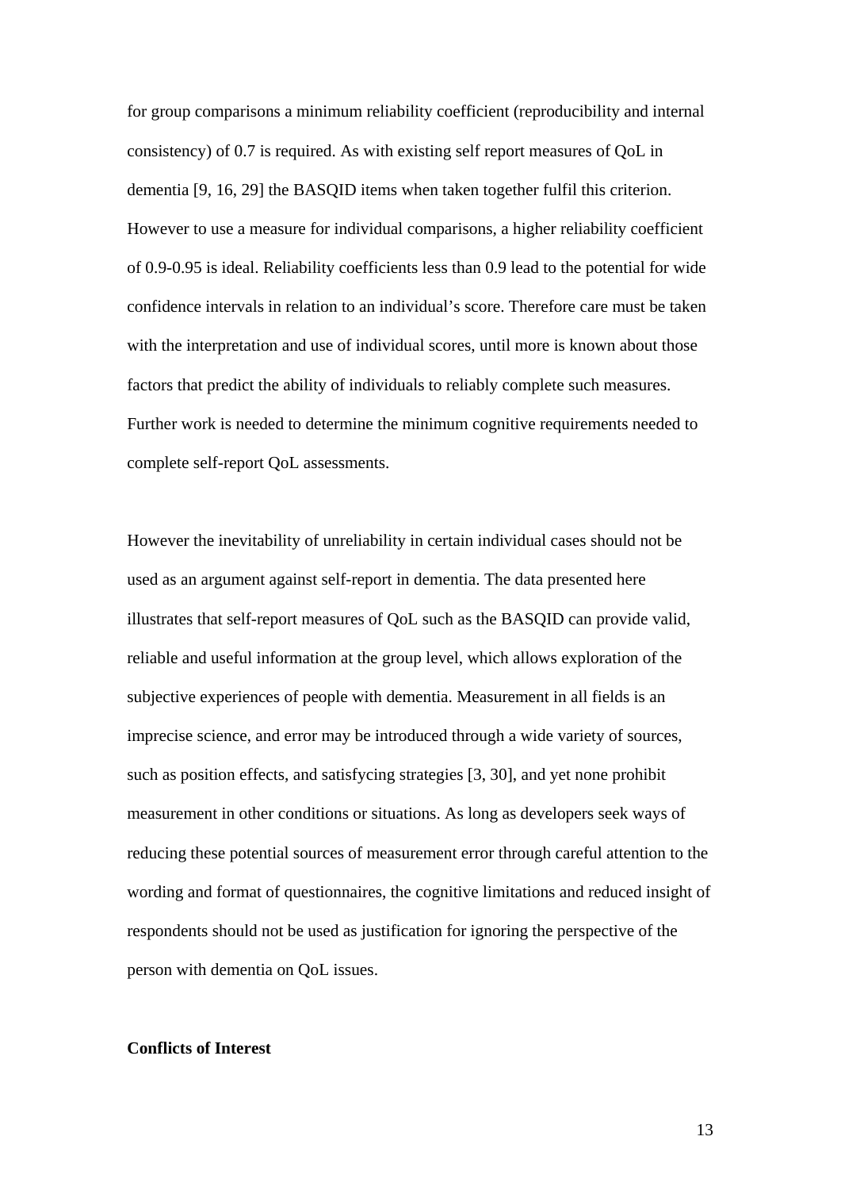for group comparisons a minimum reliability coefficient (reproducibility and internal consistency) of 0.7 is required. As with existing self report measures of QoL in dementia [9, 16, 29] the BASQID items when taken together fulfil this criterion. However to use a measure for individual comparisons, a higher reliability coefficient of 0.9-0.95 is ideal. Reliability coefficients less than 0.9 lead to the potential for wide confidence intervals in relation to an individual's score. Therefore care must be taken with the interpretation and use of individual scores, until more is known about those factors that predict the ability of individuals to reliably complete such measures. Further work is needed to determine the minimum cognitive requirements needed to complete self-report QoL assessments.

However the inevitability of unreliability in certain individual cases should not be used as an argument against self-report in dementia. The data presented here illustrates that self-report measures of QoL such as the BASQID can provide valid, reliable and useful information at the group level, which allows exploration of the subjective experiences of people with dementia. Measurement in all fields is an imprecise science, and error may be introduced through a wide variety of sources, such as position effects, and satisfycing strategies [3, 30], and yet none prohibit measurement in other conditions or situations. As long as developers seek ways of reducing these potential sources of measurement error through careful attention to the wording and format of questionnaires, the cognitive limitations and reduced insight of respondents should not be used as justification for ignoring the perspective of the person with dementia on QoL issues.

**Conflicts of Interest**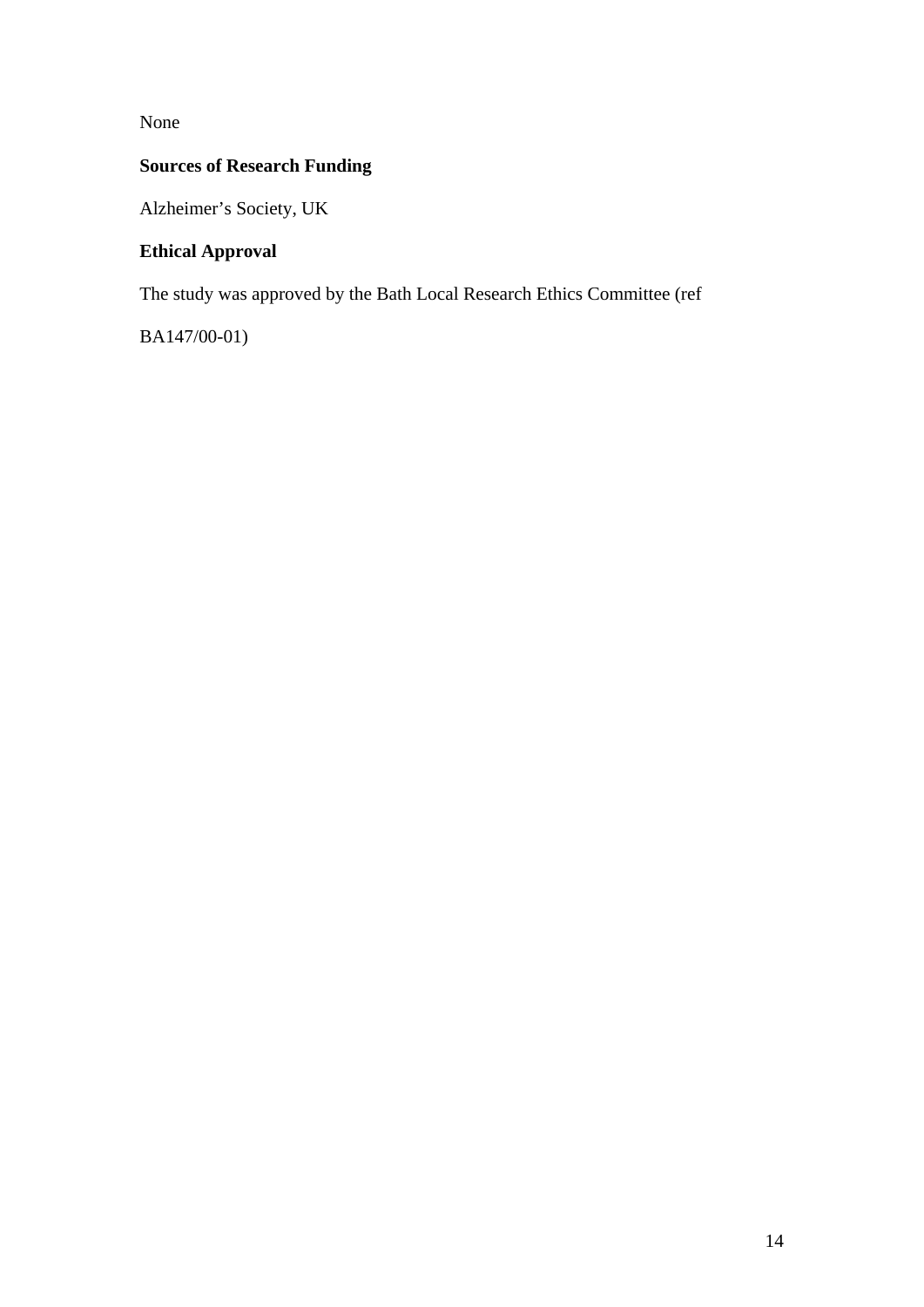None

**Sources of Research Funding**

Alzheimer's Society, UK

**Ethical Approval**

The study was approved by the Bath Local Research Ethics Committee (ref BA147/00-01)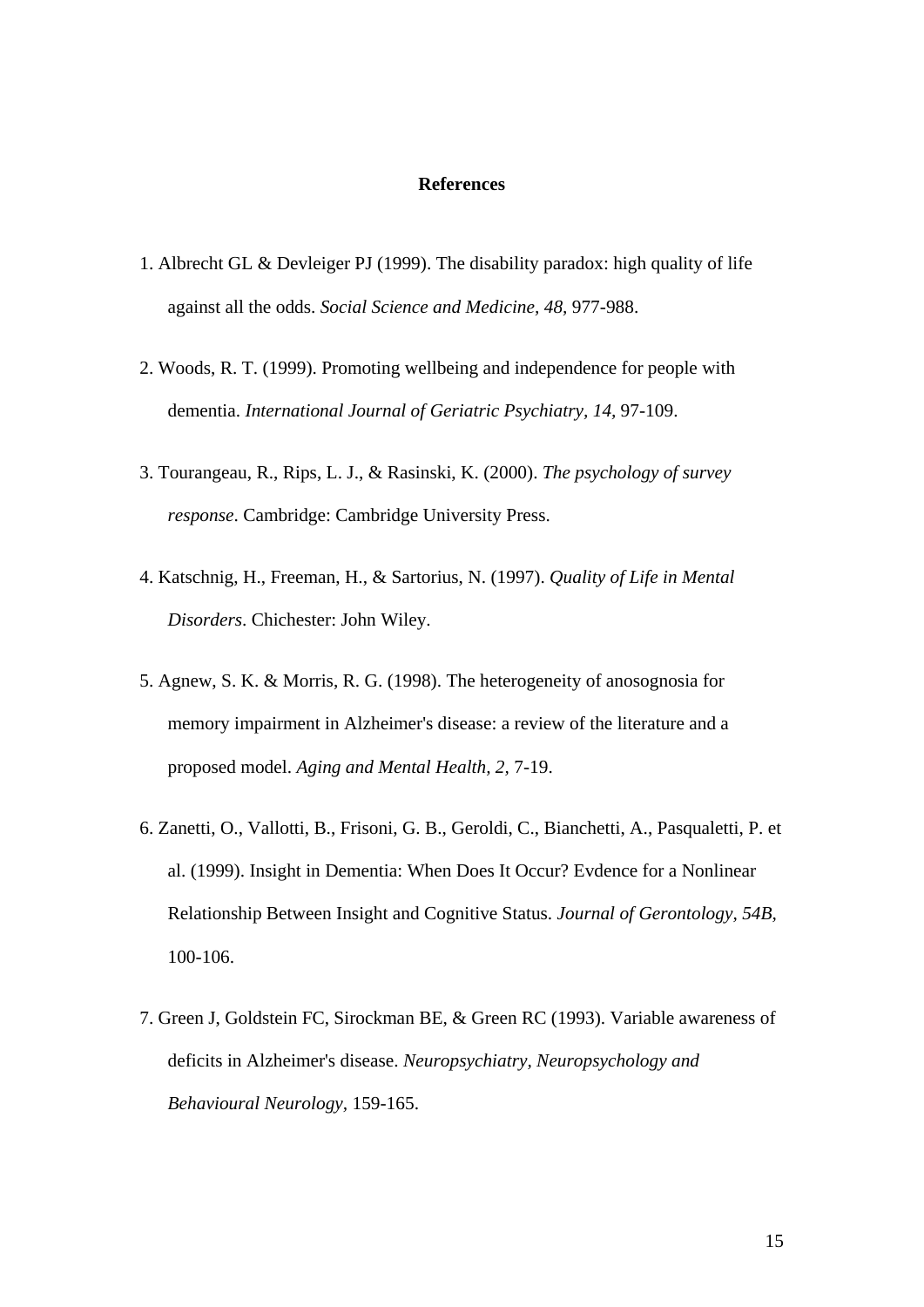## References

1. Albrecht GL & Devleiger PJ (1999). The disability paradox: high quality of life against all the odds. *Social Science and Medicine, 48,* 977-988.

2. Woods, R. T. (1999). Promoting wellbeing and independence for people with dementia. *International Journal of Geriatric Psychiatry, 14,* 97-109.

3. Tourangeau, R., Rips, L. J., & Rasinski, K. (2000). *The psychology of survey response*. Cambridge: Cambridge University Press.

4. Katschnig, H., Freeman, H., & Sartorius, N. (1997). *Quality of Life in Mental Disorders*. Chichester: John Wiley.

5. Agnew, S. K. & Morris, R. G. (1998). The heterogeneity of anosognosia for memory impairment in Alzheimer's disease: a review of the literature and a proposed model. *Aging and Mental Health, 2,* 7-19.

6. Zanetti, O., Vallotti, B., Frisoni, G. B., Geroldi, C., Bianchetti, A., Pasqualetti, P. et al. (1999). Insight in Dementia: When Does It Occur? Evdence for a Nonlinear Relationship Between Insight and Cognitive Status. *Journal of Gerontology, 54B,* 100-106.

7. Green J, Goldstein FC, Sirockman BE, & Green RC (1993). Variable awareness of deficits in Alzheimer's disease. *Neuropsychiatry, Neuropsychology and Behavioural Neurology*, 159-165.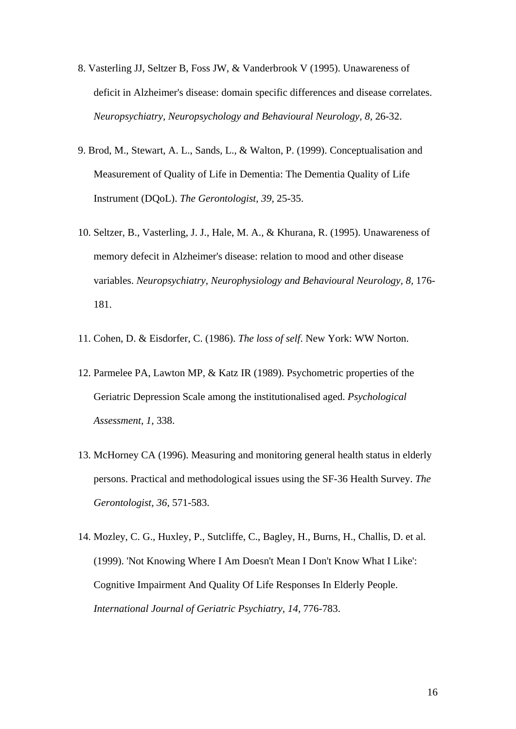8. Vasterling JJ, Seltzer B, Foss JW, & Vanderbrook V (1995). Unawareness of deficit in Alzheimer's disease: domain specific differences and disease correlates. *Neuropsychiatry, Neuropsychology and Behavioural Neurology, 8*, 26-32.

9. Brod, M., Stewart, A. L., Sands, L., & Walton, P. (1999). Conceptualisation and Measurement of Quality of Life in Dementia: The Dementia Quality of Life Instrument (DQoL). *The Gerontologist, 39*, 25-35.

10. Seltzer, B., Vasterling, J. J., Hale, M. A., & Khurana, R. (1995). Unawareness of memory defecit in Alzheimer's disease: relation to mood and other disease variables. *Neuropsychiatry, Neurophysiology and Behavioural Neurology, 8*, 176-181.

11. Cohen, D. & Eisdorfer, C. (1986). *The loss of self*. New York: WW Norton.

12. Parmelee PA, Lawton MP, & Katz IR (1989). Psychometric properties of the Geriatric Depression Scale among the institutionalised aged. *Psychological Assessment, 1*, 338.

13. McHorney CA (1996). Measuring and monitoring general health status in elderly persons. Practical and methodological issues using the SF-36 Health Survey. *The Gerontologist, 36*, 571-583.

14. Mozley, C. G., Huxley, P., Sutcliffe, C., Bagley, H., Burns, H., Challis, D. et al. (1999). 'Not Knowing Where I Am Doesn't Mean I Don't Know What I Like': Cognitive Impairment And Quality Of Life Responses In Elderly People. *International Journal of Geriatric Psychiatry, 14*, 776-783.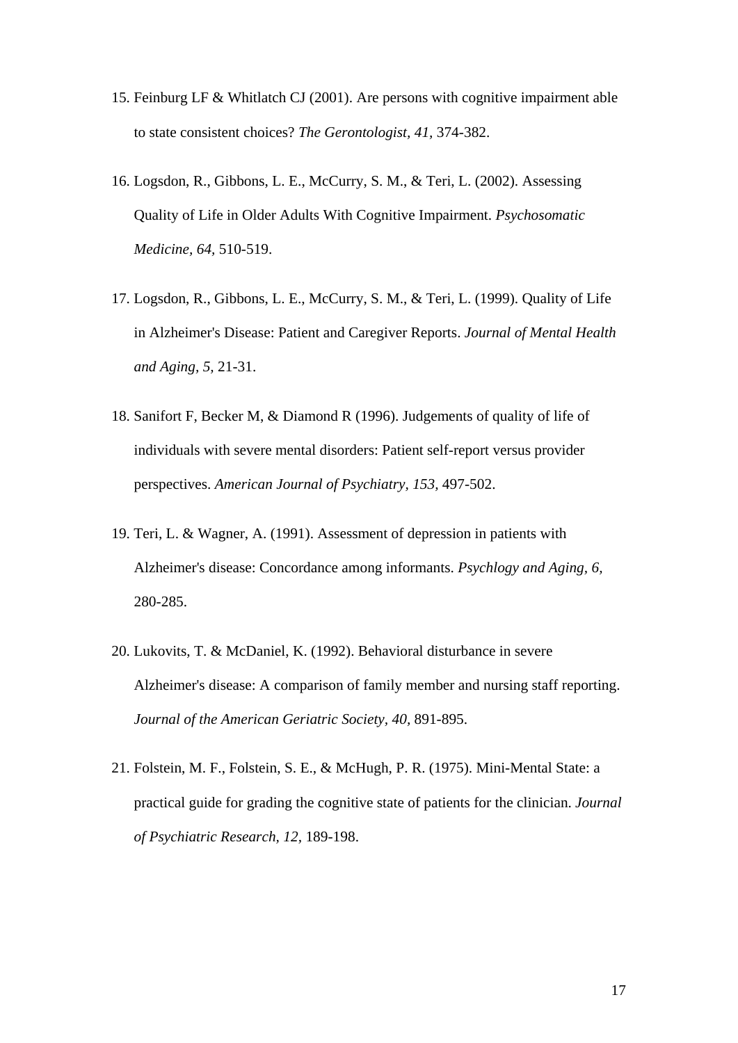15. Feinburg LF & Whitlatch CJ (2001). Are persons with cognitive impairment able to state consistent choices? *The Gerontologist, 41,* 374-382.

16. Logsdon, R., Gibbons, L. E., McCurry, S. M., & Teri, L. (2002). Assessing Quality of Life in Older Adults With Cognitive Impairment. *Psychosomatic Medicine, 64,* 510-519.

17. Logsdon, R., Gibbons, L. E., McCurry, S. M., & Teri, L. (1999). Quality of Life in Alzheimer's Disease: Patient and Caregiver Reports. *Journal of Mental Health and Aging, 5,* 21-31.

18. Sanifort F, Becker M, & Diamond R (1996). Judgements of quality of life of individuals with severe mental disorders: Patient self-report versus provider perspectives. *American Journal of Psychiatry, 153,* 497-502.

19. Teri, L. & Wagner, A. (1991). Assessment of depression in patients with Alzheimer's disease: Concordance among informants. *Psychlogy and Aging, 6,* 280-285.

20. Lukovits, T. & McDaniel, K. (1992). Behavioral disturbance in severe Alzheimer's disease: A comparison of family member and nursing staff reporting. *Journal of the American Geriatric Society, 40,* 891-895.

21. Folstein, M. F., Folstein, S. E., & McHugh, P. R. (1975). Mini-Mental State: a practical guide for grading the cognitive state of patients for the clinician. *Journal of Psychiatric Research, 12,* 189-198.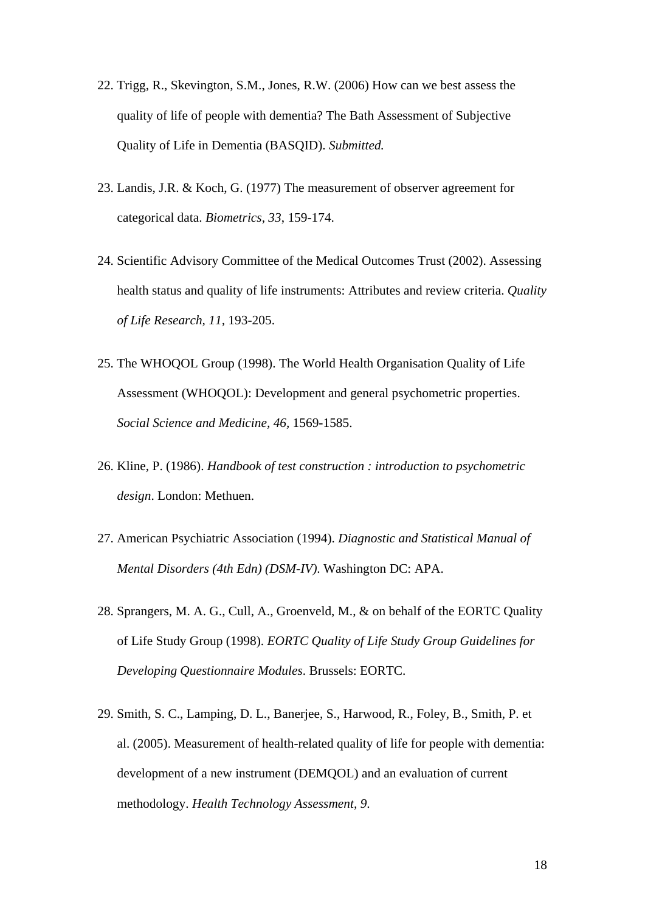22. Trigg, R., Skevington, S.M., Jones, R.W. (2006) How can we best assess the quality of life of people with dementia? The Bath Assessment of Subjective Quality of Life in Dementia (BASQID). *Submitted.*

23. Landis, J.R. & Koch, G. (1977) The measurement of observer agreement for categorical data. *Biometrics, 33*, 159-174.

24. Scientific Advisory Committee of the Medical Outcomes Trust (2002). Assessing health status and quality of life instruments: Attributes and review criteria. *Quality of Life Research, 11*, 193-205.

25. The WHOQOL Group (1998). The World Health Organisation Quality of Life Assessment (WHOQOL): Development and general psychometric properties. *Social Science and Medicine, 46*, 1569-1585.

26. Kline, P. (1986). *Handbook of test construction : introduction to psychometric design*. London: Methuen.

27. American Psychiatric Association (1994). *Diagnostic and Statistical Manual of Mental Disorders (4th Edn) (DSM-IV)*. Washington DC: APA.

28. Sprangers, M. A. G., Cull, A., Groenveld, M., & on behalf of the EORTC Quality of Life Study Group (1998). *EORTC Quality of Life Study Group Guidelines for Developing Questionnaire Modules*. Brussels: EORTC.

29. Smith, S. C., Lamping, D. L., Banerjee, S., Harwood, R., Foley, B., Smith, P. et al. (2005). Measurement of health-related quality of life for people with dementia: development of a new instrument (DEMQOL) and an evaluation of current methodology. *Health Technology Assessment, 9.*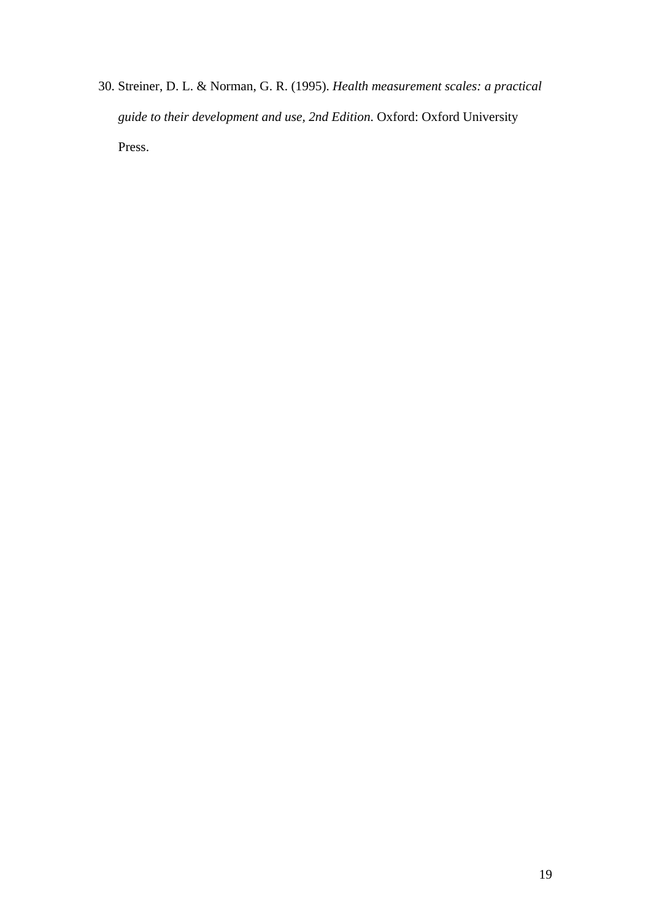30. Streiner, D. L. & Norman, G. R. (1995). *Health measurement scales: a practical guide to their development and use, 2nd Edition*. Oxford: Oxford University Press.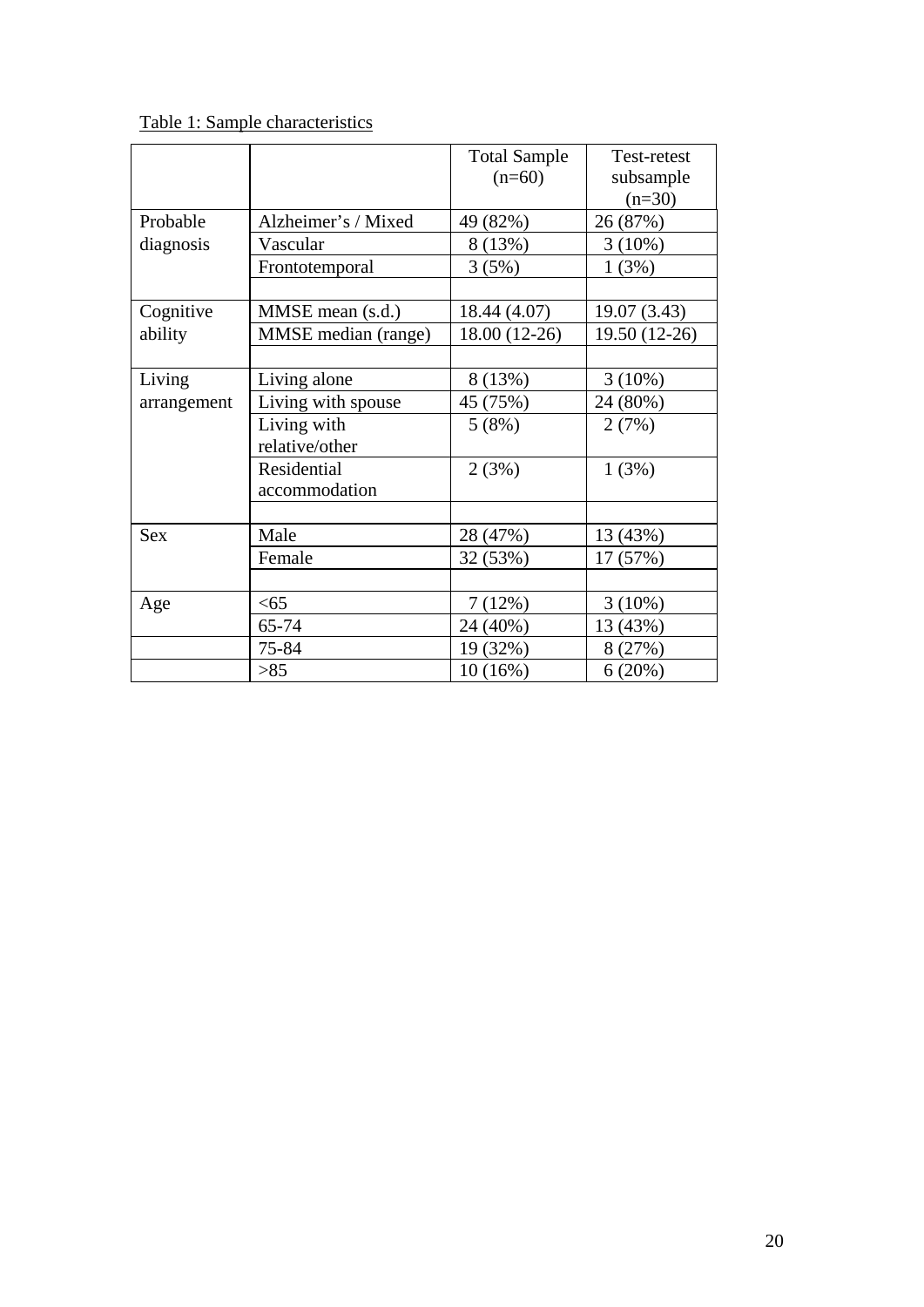Table 1: Sample characteristics

| | | Total Sample (n=60) | Test-retest subsample (n=30) |
|---|---|---|---|
| Probable diagnosis | Alzheimer's / Mixed | 49 (82%) | 26 (87%) |
| | Vascular | 8 (13%) | 3 (10%) |
| | Frontotemporal | 3 (5%) | 1 (3%) |
| | | | |
| Cognitive ability | MMSE mean (s.d.) | 18.44 (4.07) | 19.07 (3.43) |
| | MMSE median (range) | 18.00 (12-26) | 19.50 (12-26) |
| | | | |
| Living arrangement | Living alone | 8 (13%) | 3 (10%) |
| | Living with spouse | 45 (75%) | 24 (80%) |
| | Living with relative/other | 5 (8%) | 2 (7%) |
| | Residential accommodation | 2 (3%) | 1 (3%) |
| | | | |
| Sex | Male | 28 (47%) | 13 (43%) |
| | Female | 32 (53%) | 17 (57%) |
| | | | |
| Age | <65 | 7 (12%) | 3 (10%) |
| | 65-74 | 24 (40%) | 13 (43%) |
| | 75-84 | 19 (32%) | 8 (27%) |
| | >85 | 10 (16%) | 6 (20%) |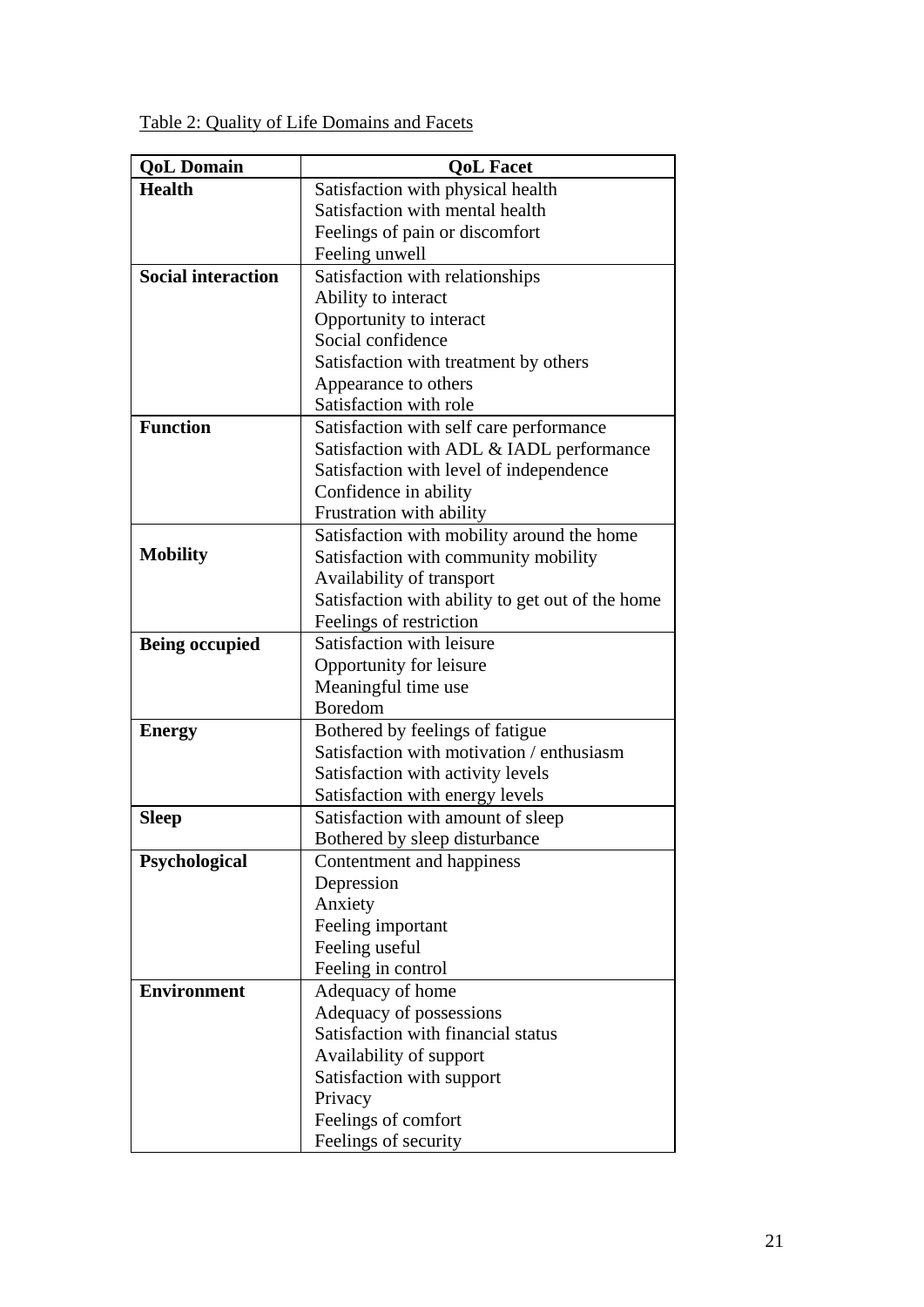Table 2: Quality of Life Domains and Facets

| QoL Domain | QoL Facet |
|---|---|
| **Health** | Satisfaction with physical health |
| | Satisfaction with mental health |
| | Feelings of pain or discomfort |
| | Feeling unwell |
| **Social interaction** | Satisfaction with relationships |
| | Ability to interact |
| | Opportunity to interact |
| | Social confidence |
| | Satisfaction with treatment by others |
| | Appearance to others |
| | Satisfaction with role |
| **Function** | Satisfaction with self care performance |
| | Satisfaction with ADL & IADL performance |
| | Satisfaction with level of independence |
| | Confidence in ability |
| | Frustration with ability |
| **Mobility** | Satisfaction with mobility around the home |
| | Satisfaction with community mobility |
| | Availability of transport |
| | Satisfaction with ability to get out of the home |
| | Feelings of restriction |
| **Being occupied** | Satisfaction with leisure |
| | Opportunity for leisure |
| | Meaningful time use |
| | Boredom |
| **Energy** | Bothered by feelings of fatigue |
| | Satisfaction with motivation / enthusiasm |
| | Satisfaction with activity levels |
| | Satisfaction with energy levels |
| **Sleep** | Satisfaction with amount of sleep |
| | Bothered by sleep disturbance |
| **Psychological** | Contentment and happiness |
| | Depression |
| | Anxiety |
| | Feeling important |
| | Feeling useful |
| | Feeling in control |
| **Environment** | Adequacy of home |
| | Adequacy of possessions |
| | Satisfaction with financial status |
| | Availability of support |
| | Satisfaction with support |
| | Privacy |
| | Feelings of comfort |
| | Feelings of security |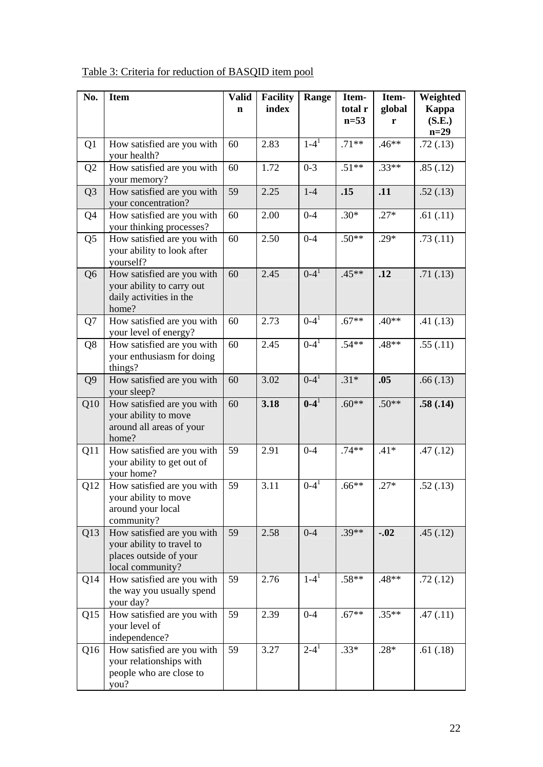Table 3: Criteria for reduction of BASQID item pool

| No. | Item | Valid n | Facility index | Range | Item-total r n=53 | Item-global r | Weighted Kappa (S.E.) n=29 |
|---|---|---|---|---|---|---|---|
| Q1 | How satisfied are you with your health? | 60 | 2.83 | 1-4[1] | .71** | .46** | .72 (.13) |
| Q2 | How satisfied are you with your memory? | 60 | 1.72 | 0-3 | .51** | .33** | .85 (.12) |
| Q3 | How satisfied are you with your concentration? | 59 | 2.25 | 1-4 | **.15** | **.11** | .52 (.13) |
| Q4 | How satisfied are you with your thinking processes? | 60 | 2.00 | 0-4 | .30* | .27* | .61 (.11) |
| Q5 | How satisfied are you with your ability to look after yourself? | 60 | 2.50 | 0-4 | .50** | .29* | .73 (.11) |
| Q6 | How satisfied are you with your ability to carry out daily activities in the home? | 60 | 2.45 | 0-4[1] | .45** | **.12** | .71 (.13) |
| Q7 | How satisfied are you with your level of energy? | 60 | 2.73 | 0-4[1] | .67** | .40** | .41 (.13) |
| Q8 | How satisfied are you with your enthusiasm for doing things? | 60 | 2.45 | 0-4[1] | .54** | .48** | .55 (.11) |
| Q9 | How satisfied are you with your sleep? | 60 | 3.02 | 0-4[1] | .31* | **.05** | .66 (.13) |
| Q10 | How satisfied are you with your ability to move around all areas of your home? | 60 | **3.18** | **0-4**[1] | .60** | .50** | **.58 (.14)** |
| Q11 | How satisfied are you with your ability to get out of your home? | 59 | 2.91 | 0-4 | .74** | .41* | .47 (.12) |
| Q12 | How satisfied are you with your ability to move around your local community? | 59 | 3.11 | 0-4[1] | .66** | .27* | .52 (.13) |
| Q13 | How satisfied are you with your ability to travel to places outside of your local community? | 59 | 2.58 | 0-4 | .39** | **-.02** | .45 (.12) |
| Q14 | How satisfied are you with the way you usually spend your day? | 59 | 2.76 | 1-4[1] | .58** | .48** | .72 (.12) |
| Q15 | How satisfied are you with your level of independence? | 59 | 2.39 | 0-4 | .67** | .35** | .47 (.11) |
| Q16 | How satisfied are you with your relationships with people who are close to you? | 59 | 3.27 | 2-4[1] | .33* | .28* | .61 (.18) |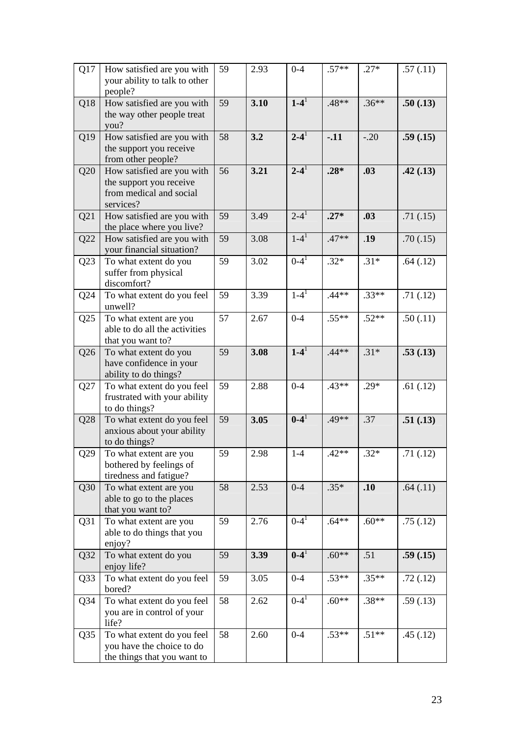| Q17 | How satisfied are you with your ability to talk to other people? | 59 | 2.93 | 0-4 | .57** | .27* | .57 (.11) |
|---|---|---|---|---|---|---|---|
| Q18 | How satisfied are you with the way other people treat you? | 59 | **3.10** | **1-4**[1] | .48** | .36** | **.50 (.13)** |
| Q19 | How satisfied are you with the support you receive from other people? | 58 | **3.2** | **2-4**[1] | **-.11** | -.20 | **.59 (.15)** |
| Q20 | How satisfied are you with the support you receive from medical and social services? | 56 | **3.21** | **2-4**[1] | **.28*** | **.03** | **.42 (.13)** |
| Q21 | How satisfied are you with the place where you live? | 59 | 3.49 | 2-4[1] | **.27*** | **.03** | .71 (.15) |
| Q22 | How satisfied are you with your financial situation? | 59 | 3.08 | 1-4[1] | .47** | **.19** | .70 (.15) |
| Q23 | To what extent do you suffer from physical discomfort? | 59 | 3.02 | 0-4[1] | .32* | .31* | .64 (.12) |
| Q24 | To what extent do you feel unwell? | 59 | 3.39 | 1-4[1] | .44** | .33** | .71 (.12) |
| Q25 | To what extent are you able to do all the activities that you want to? | 57 | 2.67 | 0-4 | .55** | .52** | .50 (.11) |
| Q26 | To what extent do you have confidence in your ability to do things? | 59 | **3.08** | **1-4**[1] | .44** | .31* | **.53 (.13)** |
| Q27 | To what extent do you feel frustrated with your ability to do things? | 59 | 2.88 | 0-4 | .43** | .29* | .61 (.12) |
| Q28 | To what extent do you feel anxious about your ability to do things? | 59 | **3.05** | **0-4**[1] | .49** | .37 | **.51 (.13)** |
| Q29 | To what extent are you bothered by feelings of tiredness and fatigue? | 59 | 2.98 | 1-4 | .42** | .32* | .71 (.12) |
| Q30 | To what extent are you able to go to the places that you want to? | 58 | 2.53 | 0-4 | .35* | **.10** | .64 (.11) |
| Q31 | To what extent are you able to do things that you enjoy? | 59 | 2.76 | 0-4[1] | .64** | .60** | .75 (.12) |
| Q32 | To what extent do you enjoy life? | 59 | **3.39** | **0-4**[1] | .60** | .51 | **.59 (.15)** |
| Q33 | To what extent do you feel bored? | 59 | 3.05 | 0-4 | .53** | .35** | .72 (.12) |
| Q34 | To what extent do you feel you are in control of your life? | 58 | 2.62 | 0-4[1] | .60** | .38** | .59 (.13) |
| Q35 | To what extent do you feel you have the choice to do the things that you want to | 58 | 2.60 | 0-4 | .53** | .51** | .45 (.12) |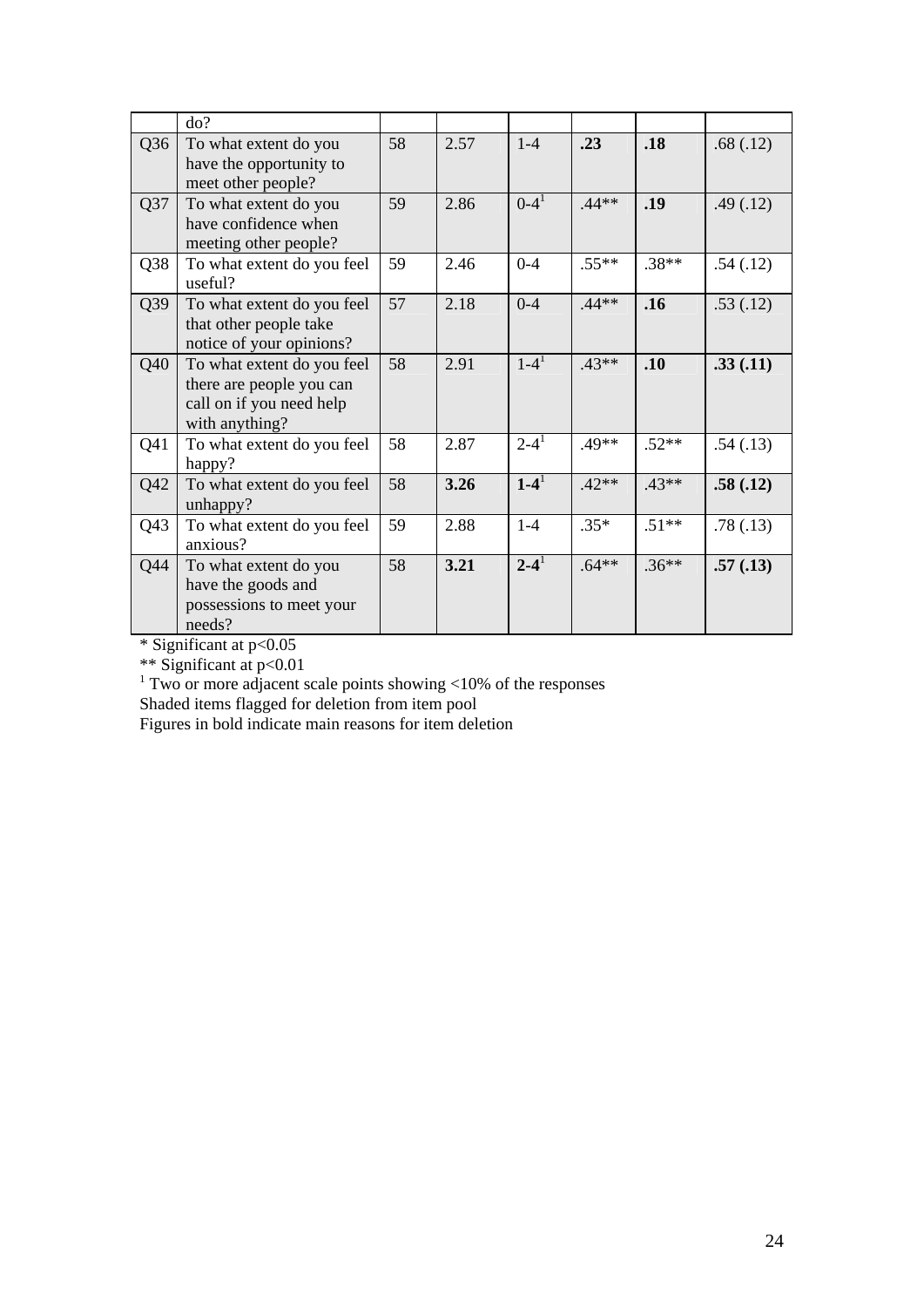| | | | | | | | |
|---|---|---|---|---|---|---|---|
| | do? | | | | | | |
| Q36 | To what extent do you have the opportunity to meet other people? | 58 | 2.57 | 1-4 | **.23** | **.18** | .68 (.12) |
| Q37 | To what extent do you have confidence when meeting other people? | 59 | 2.86 | 0-4[1] | .44** | **.19** | .49 (.12) |
| Q38 | To what extent do you feel useful? | 59 | 2.46 | 0-4 | .55** | .38** | .54 (.12) |
| Q39 | To what extent do you feel that other people take notice of your opinions? | 57 | 2.18 | 0-4 | .44** | **.16** | .53 (.12) |
| Q40 | To what extent do you feel there are people you can call on if you need help with anything? | 58 | 2.91 | 1-4[1] | .43** | **.10** | **.33 (.11)** |
| Q41 | To what extent do you feel happy? | 58 | 2.87 | 2-4[1] | .49** | .52** | .54 (.13) |
| Q42 | To what extent do you feel unhappy? | 58 | **3.26** | **1-4**[1] | .42** | .43** | **.58 (.12)** |
| Q43 | To what extent do you feel anxious? | 59 | 2.88 | 1-4 | .35* | .51** | .78 (.13) |
| Q44 | To what extent do you have the goods and possessions to meet your needs? | 58 | **3.21** | **2-4**[1] | .64** | .36** | **.57 (.13)** |

* Significant at $p<0.05$

** Significant at $p<0.01$

[1] Two or more adjacent scale points showing <10% of the responses

Shaded items flagged for deletion from item pool

Figures in bold indicate main reasons for item deletion